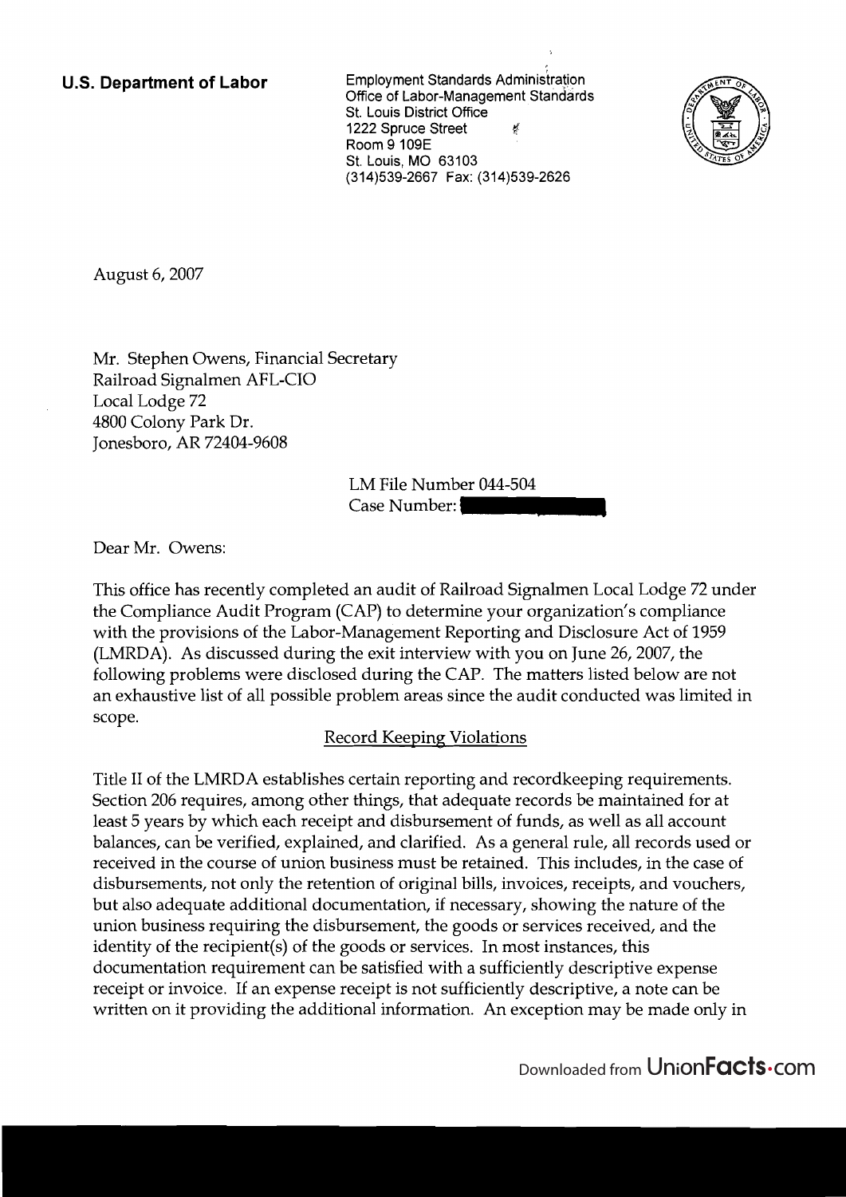**U.S. Department of Labor**

Employment Standards Administration
Office of Labor-Management Standards
St. Louis District Office
1222 Spruce Street
Room 9 109E
St. Louis, MO 63103
(314)539-2667 Fax: (314)539-2626

August 6, 2007

Mr. Stephen Owens, Financial Secretary
Railroad Signalmen AFL-CIO
Local Lodge 72
4800 Colony Park Dr.
Jonesboro, AR 72404-9608

LM File Number 044-504
Case Number:

Dear Mr. Owens:

This office has recently completed an audit of Railroad Signalmen Local Lodge 72 under the Compliance Audit Program (CAP) to determine your organization's compliance with the provisions of the Labor-Management Reporting and Disclosure Act of 1959 (LMRDA). As discussed during the exit interview with you on June 26, 2007, the following problems were disclosed during the CAP. The matters listed below are not an exhaustive list of all possible problem areas since the audit conducted was limited in scope.

Record Keeping Violations

Title II of the LMRDA establishes certain reporting and recordkeeping requirements. Section 206 requires, among other things, that adequate records be maintained for at least 5 years by which each receipt and disbursement of funds, as well as all account balances, can be verified, explained, and clarified. As a general rule, all records used or received in the course of union business must be retained. This includes, in the case of disbursements, not only the retention of original bills, invoices, receipts, and vouchers, but also adequate additional documentation, if necessary, showing the nature of the union business requiring the disbursement, the goods or services received, and the identity of the recipient(s) of the goods or services. In most instances, this documentation requirement can be satisfied with a sufficiently descriptive expense receipt or invoice. If an expense receipt is not sufficiently descriptive, a note can be written on it providing the additional information. An exception may be made only in

Downloaded from UnionFacts.com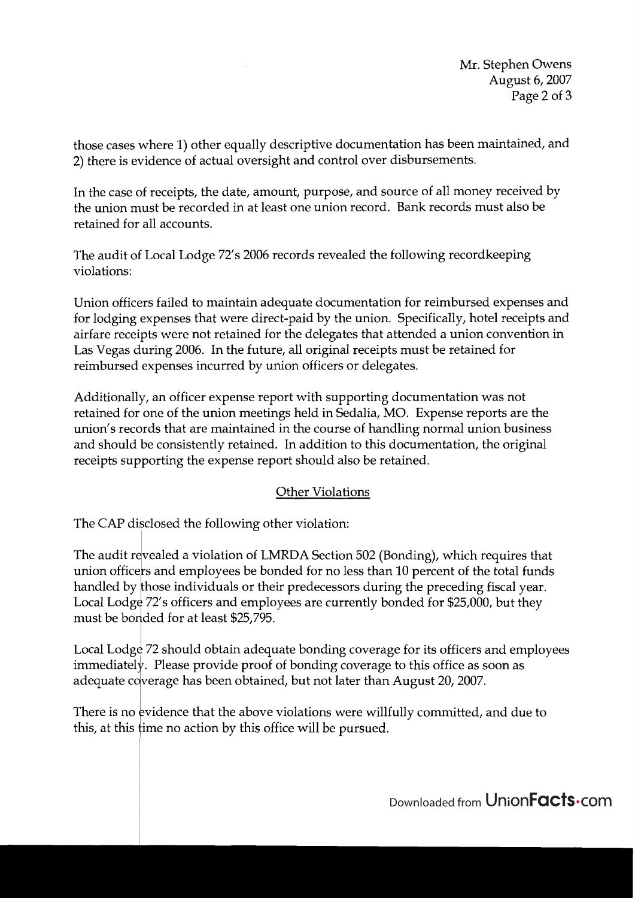those cases where 1) other equally descriptive documentation has been maintained, and 2) there is evidence of actual oversight and control over disbursements.

In the case of receipts, the date, amount, purpose, and source of all money received by the union must be recorded in at least one union record. Bank records must also be retained for all accounts.

The audit of Local Lodge 72's 2006 records revealed the following recordkeeping violations:

Union officers failed to maintain adequate documentation for reimbursed expenses and for lodging expenses that were direct-paid by the union. Specifically, hotel receipts and airfare receipts were not retained for the delegates that attended a union convention in Las Vegas during 2006. In the future, all original receipts must be retained for reimbursed expenses incurred by union officers or delegates.

Additionally, an officer expense report with supporting documentation was not retained for one of the union meetings held in Sedalia, MO. Expense reports are the union's records that are maintained in the course of handling normal union business and should be consistently retained. In addition to this documentation, the original receipts supporting the expense report should also be retained.

## Other Violations

The CAP disclosed the following other violation:

The audit revealed a violation of LMRDA Section 502 (Bonding), which requires that union officers and employees be bonded for no less than 10 percent of the total funds handled by those individuals or their predecessors during the preceding fiscal year. Local Lodge 72's officers and employees are currently bonded for $25,000, but they must be bonded for at least $25,795.

Local Lodge 72 should obtain adequate bonding coverage for its officers and employees immediately. Please provide proof of bonding coverage to this office as soon as adequate coverage has been obtained, but not later than August 20, 2007.

There is no evidence that the above violations were willfully committed, and due to this, at this time no action by this office will be pursued.

Downloaded from UnionFacts.com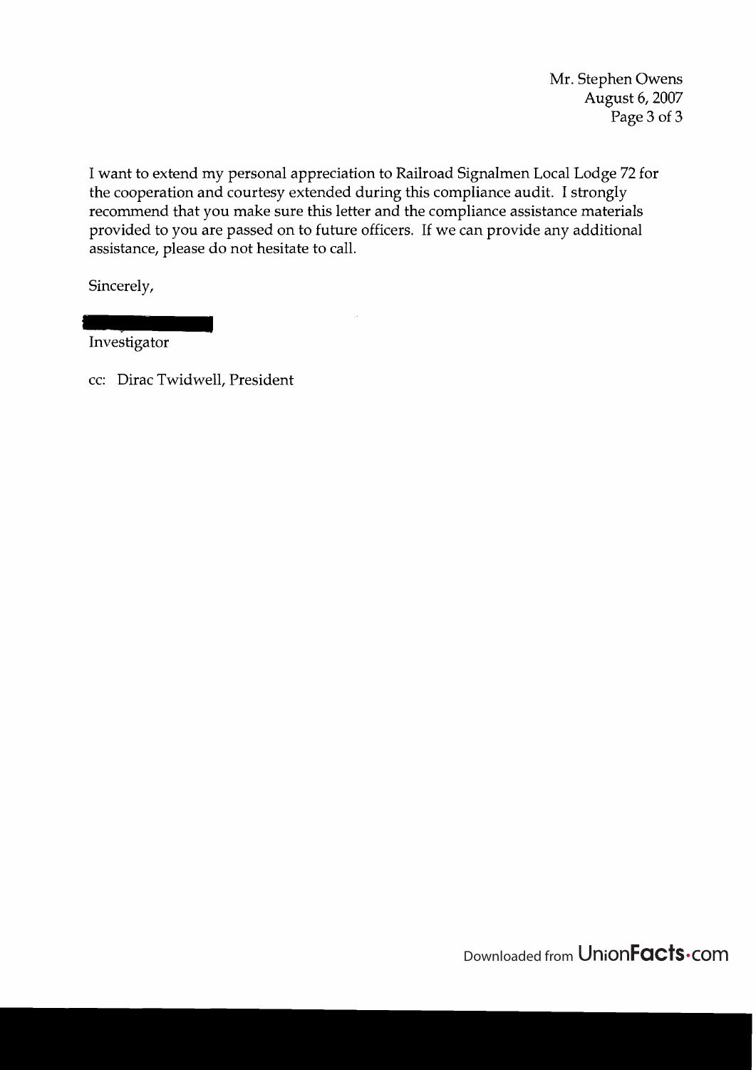I want to extend my personal appreciation to Railroad Signalmen Local Lodge 72 for the cooperation and courtesy extended during this compliance audit. I strongly recommend that you make sure this letter and the compliance assistance materials provided to you are passed on to future officers. If we can provide any additional assistance, please do not hesitate to call.

Sincerely,

Investigator

cc: Dirac Twidwell, President